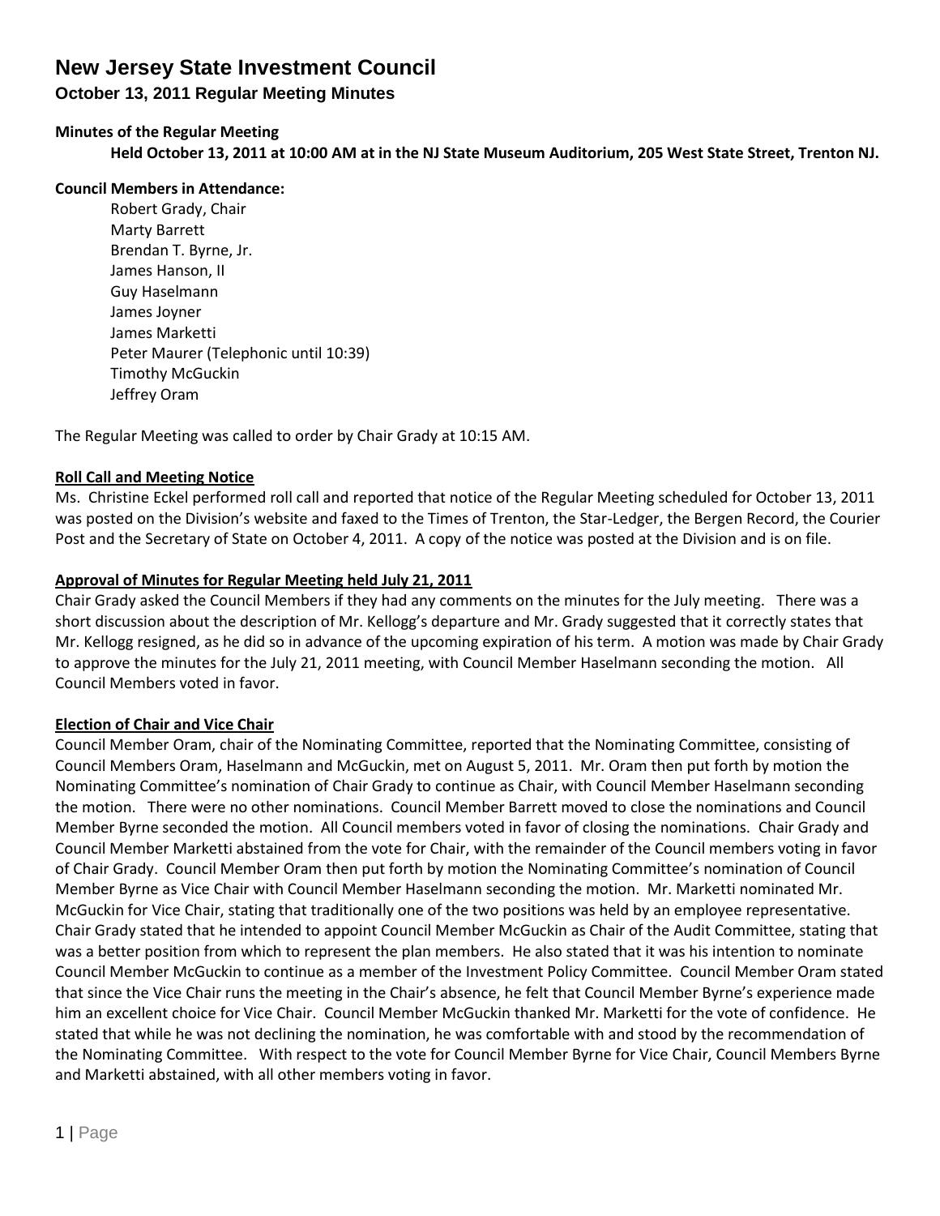# New Jersey State Investment Council

## October 13, 2011 Regular Meeting Minutes

**Minutes of the Regular Meeting**

**Held October 13, 2011 at 10:00 AM at in the NJ State Museum Auditorium, 205 West State Street, Trenton NJ.**

**Council Members in Attendance:**

Robert Grady, Chair
Marty Barrett
Brendan T. Byrne, Jr.
James Hanson, II
Guy Haselmann
James Joyner
James Marketti
Peter Maurer (Telephonic until 10:39)
Timothy McGuckin
Jeffrey Oram

The Regular Meeting was called to order by Chair Grady at 10:15 AM.

**Roll Call and Meeting Notice**

Ms. Christine Eckel performed roll call and reported that notice of the Regular Meeting scheduled for October 13, 2011 was posted on the Division's website and faxed to the Times of Trenton, the Star-Ledger, the Bergen Record, the Courier Post and the Secretary of State on October 4, 2011. A copy of the notice was posted at the Division and is on file.

**Approval of Minutes for Regular Meeting held July 21, 2011**

Chair Grady asked the Council Members if they had any comments on the minutes for the July meeting. There was a short discussion about the description of Mr. Kellogg's departure and Mr. Grady suggested that it correctly states that Mr. Kellogg resigned, as he did so in advance of the upcoming expiration of his term. A motion was made by Chair Grady to approve the minutes for the July 21, 2011 meeting, with Council Member Haselmann seconding the motion. All Council Members voted in favor.

**Election of Chair and Vice Chair**

Council Member Oram, chair of the Nominating Committee, reported that the Nominating Committee, consisting of Council Members Oram, Haselmann and McGuckin, met on August 5, 2011. Mr. Oram then put forth by motion the Nominating Committee's nomination of Chair Grady to continue as Chair, with Council Member Haselmann seconding the motion. There were no other nominations. Council Member Barrett moved to close the nominations and Council Member Byrne seconded the motion. All Council members voted in favor of closing the nominations. Chair Grady and Council Member Marketti abstained from the vote for Chair, with the remainder of the Council members voting in favor of Chair Grady. Council Member Oram then put forth by motion the Nominating Committee's nomination of Council Member Byrne as Vice Chair with Council Member Haselmann seconding the motion. Mr. Marketti nominated Mr. McGuckin for Vice Chair, stating that traditionally one of the two positions was held by an employee representative. Chair Grady stated that he intended to appoint Council Member McGuckin as Chair of the Audit Committee, stating that was a better position from which to represent the plan members. He also stated that it was his intention to nominate Council Member McGuckin to continue as a member of the Investment Policy Committee. Council Member Oram stated that since the Vice Chair runs the meeting in the Chair's absence, he felt that Council Member Byrne's experience made him an excellent choice for Vice Chair. Council Member McGuckin thanked Mr. Marketti for the vote of confidence. He stated that while he was not declining the nomination, he was comfortable with and stood by the recommendation of the Nominating Committee. With respect to the vote for Council Member Byrne for Vice Chair, Council Members Byrne and Marketti abstained, with all other members voting in favor.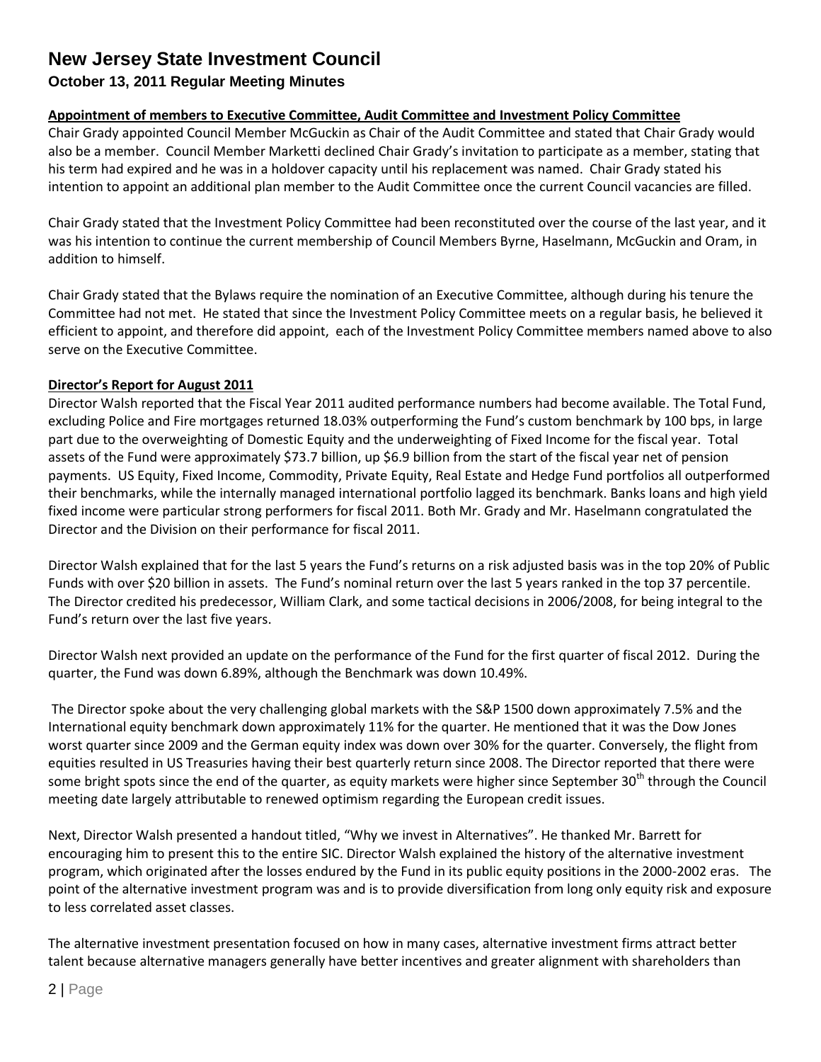**Appointment of members to Executive Committee, Audit Committee and Investment Policy Committee**

Chair Grady appointed Council Member McGuckin as Chair of the Audit Committee and stated that Chair Grady would also be a member. Council Member Marketti declined Chair Grady's invitation to participate as a member, stating that his term had expired and he was in a holdover capacity until his replacement was named. Chair Grady stated his intention to appoint an additional plan member to the Audit Committee once the current Council vacancies are filled.

Chair Grady stated that the Investment Policy Committee had been reconstituted over the course of the last year, and it was his intention to continue the current membership of Council Members Byrne, Haselmann, McGuckin and Oram, in addition to himself.

Chair Grady stated that the Bylaws require the nomination of an Executive Committee, although during his tenure the Committee had not met. He stated that since the Investment Policy Committee meets on a regular basis, he believed it efficient to appoint, and therefore did appoint, each of the Investment Policy Committee members named above to also serve on the Executive Committee.

**Director's Report for August 2011**

Director Walsh reported that the Fiscal Year 2011 audited performance numbers had become available. The Total Fund, excluding Police and Fire mortgages returned 18.03% outperforming the Fund's custom benchmark by 100 bps, in large part due to the overweighting of Domestic Equity and the underweighting of Fixed Income for the fiscal year. Total assets of the Fund were approximately $73.7 billion, up $6.9 billion from the start of the fiscal year net of pension payments. US Equity, Fixed Income, Commodity, Private Equity, Real Estate and Hedge Fund portfolios all outperformed their benchmarks, while the internally managed international portfolio lagged its benchmark. Banks loans and high yield fixed income were particular strong performers for fiscal 2011. Both Mr. Grady and Mr. Haselmann congratulated the Director and the Division on their performance for fiscal 2011.

Director Walsh explained that for the last 5 years the Fund's returns on a risk adjusted basis was in the top 20% of Public Funds with over $20 billion in assets. The Fund's nominal return over the last 5 years ranked in the top 37 percentile. The Director credited his predecessor, William Clark, and some tactical decisions in 2006/2008, for being integral to the Fund's return over the last five years.

Director Walsh next provided an update on the performance of the Fund for the first quarter of fiscal 2012. During the quarter, the Fund was down 6.89%, although the Benchmark was down 10.49%.

The Director spoke about the very challenging global markets with the S&P 1500 down approximately 7.5% and the International equity benchmark down approximately 11% for the quarter. He mentioned that it was the Dow Jones worst quarter since 2009 and the German equity index was down over 30% for the quarter. Conversely, the flight from equities resulted in US Treasuries having their best quarterly return since 2008. The Director reported that there were some bright spots since the end of the quarter, as equity markets were higher since September 30th through the Council meeting date largely attributable to renewed optimism regarding the European credit issues.

Next, Director Walsh presented a handout titled, "Why we invest in Alternatives". He thanked Mr. Barrett for encouraging him to present this to the entire SIC. Director Walsh explained the history of the alternative investment program, which originated after the losses endured by the Fund in its public equity positions in the 2000-2002 eras. The point of the alternative investment program was and is to provide diversification from long only equity risk and exposure to less correlated asset classes.

The alternative investment presentation focused on how in many cases, alternative investment firms attract better talent because alternative managers generally have better incentives and greater alignment with shareholders than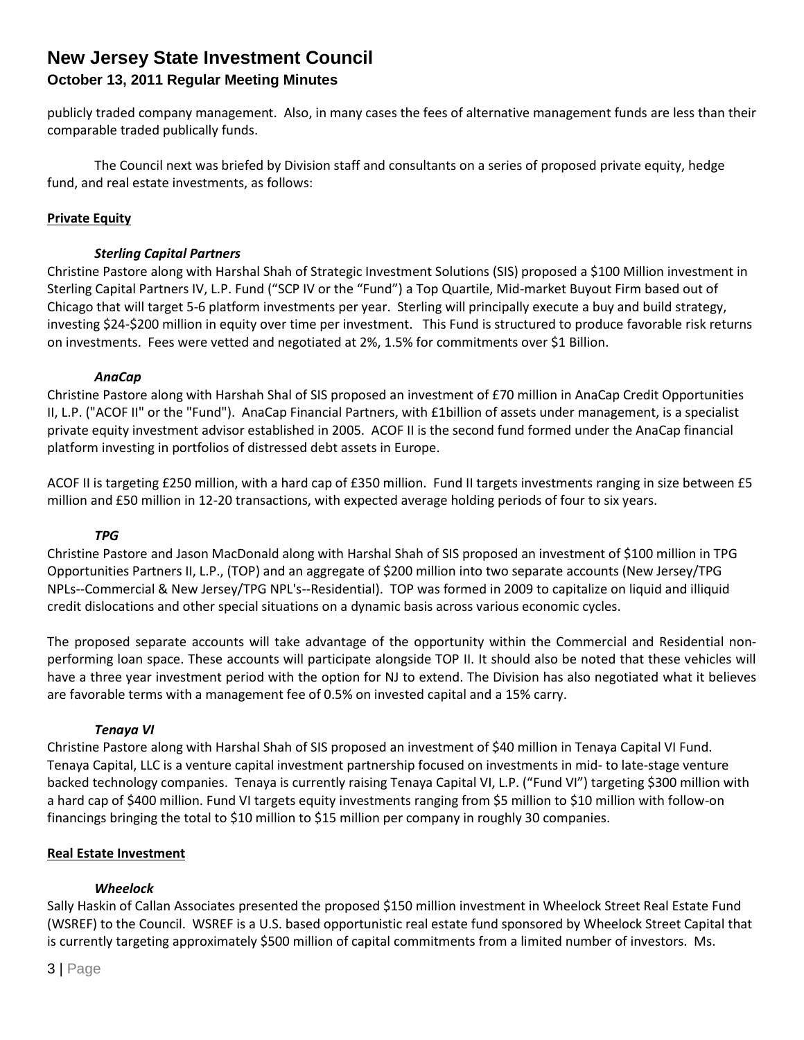publicly traded company management. Also, in many cases the fees of alternative management funds are less than their comparable traded publically funds.

The Council next was briefed by Division staff and consultants on a series of proposed private equity, hedge fund, and real estate investments, as follows:

**Private Equity**

***Sterling Capital Partners***

Christine Pastore along with Harshal Shah of Strategic Investment Solutions (SIS) proposed a $100 Million investment in Sterling Capital Partners IV, L.P. Fund ("SCP IV or the "Fund") a Top Quartile, Mid-market Buyout Firm based out of Chicago that will target 5-6 platform investments per year. Sterling will principally execute a buy and build strategy, investing $24-$200 million in equity over time per investment. This Fund is structured to produce favorable risk returns on investments. Fees were vetted and negotiated at 2%, 1.5% for commitments over $1 Billion.

***AnaCap***

Christine Pastore along with Harshah Shal of SIS proposed an investment of £70 million in AnaCap Credit Opportunities II, L.P. ("ACOF II" or the "Fund"). AnaCap Financial Partners, with £1billion of assets under management, is a specialist private equity investment advisor established in 2005. ACOF II is the second fund formed under the AnaCap financial platform investing in portfolios of distressed debt assets in Europe.

ACOF II is targeting £250 million, with a hard cap of £350 million. Fund II targets investments ranging in size between £5 million and £50 million in 12-20 transactions, with expected average holding periods of four to six years.

***TPG***

Christine Pastore and Jason MacDonald along with Harshal Shah of SIS proposed an investment of $100 million in TPG Opportunities Partners II, L.P., (TOP) and an aggregate of $200 million into two separate accounts (New Jersey/TPG NPLs--Commercial & New Jersey/TPG NPL's--Residential). TOP was formed in 2009 to capitalize on liquid and illiquid credit dislocations and other special situations on a dynamic basis across various economic cycles.

The proposed separate accounts will take advantage of the opportunity within the Commercial and Residential non-performing loan space. These accounts will participate alongside TOP II. It should also be noted that these vehicles will have a three year investment period with the option for NJ to extend. The Division has also negotiated what it believes are favorable terms with a management fee of 0.5% on invested capital and a 15% carry.

***Tenaya VI***

Christine Pastore along with Harshal Shah of SIS proposed an investment of $40 million in Tenaya Capital VI Fund. Tenaya Capital, LLC is a venture capital investment partnership focused on investments in mid- to late-stage venture backed technology companies. Tenaya is currently raising Tenaya Capital VI, L.P. ("Fund VI") targeting $300 million with a hard cap of $400 million. Fund VI targets equity investments ranging from $5 million to $10 million with follow-on financings bringing the total to $10 million to $15 million per company in roughly 30 companies.

**Real Estate Investment**

***Wheelock***

Sally Haskin of Callan Associates presented the proposed $150 million investment in Wheelock Street Real Estate Fund (WSREF) to the Council. WSREF is a U.S. based opportunistic real estate fund sponsored by Wheelock Street Capital that is currently targeting approximately $500 million of capital commitments from a limited number of investors. Ms.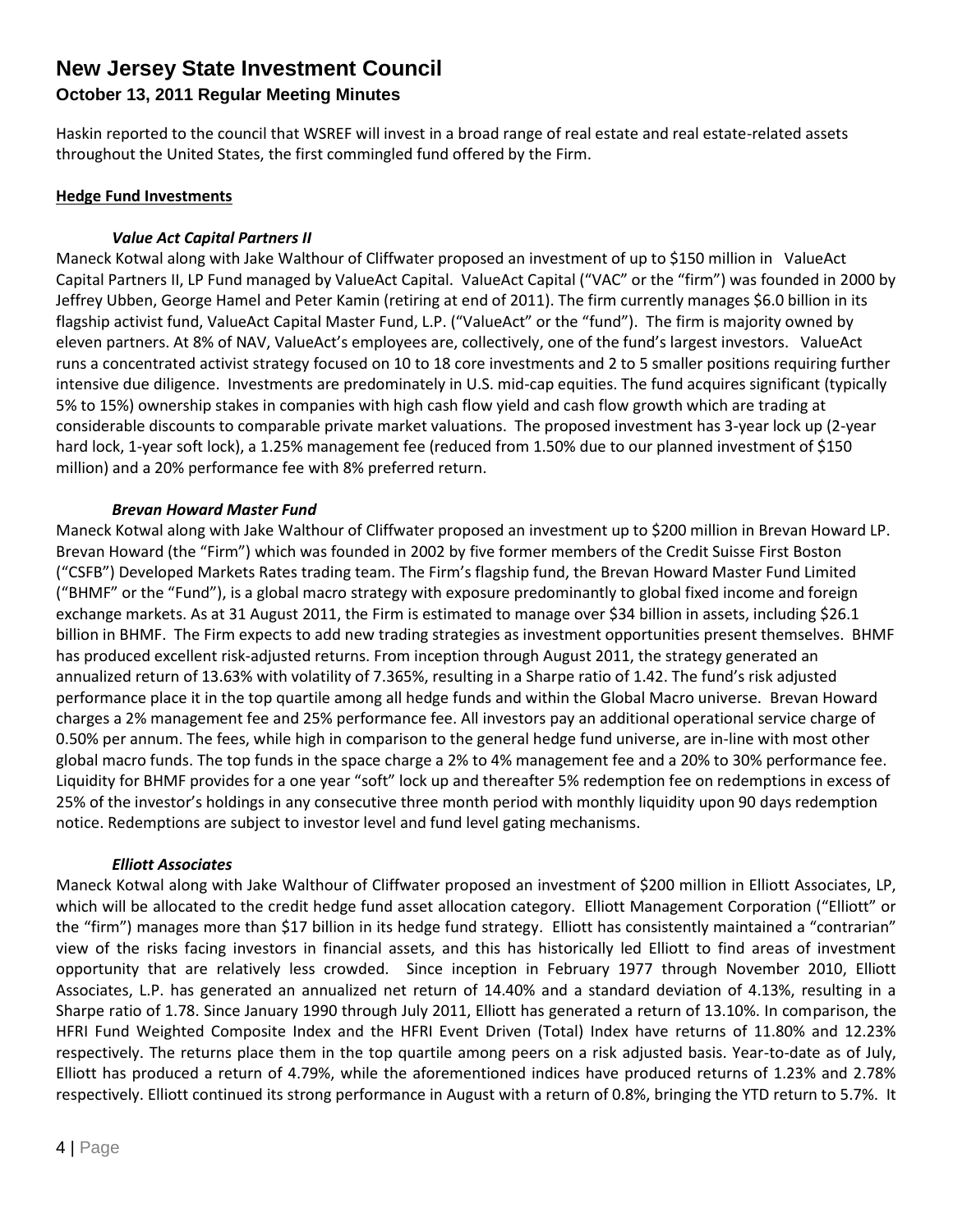Haskin reported to the council that WSREF will invest in a broad range of real estate and real estate-related assets throughout the United States, the first commingled fund offered by the Firm.

**Hedge Fund Investments**

***Value Act Capital Partners II***

Maneck Kotwal along with Jake Walthour of Cliffwater proposed an investment of up to $150 million in ValueAct Capital Partners II, LP Fund managed by ValueAct Capital. ValueAct Capital ("VAC" or the "firm") was founded in 2000 by Jeffrey Ubben, George Hamel and Peter Kamin (retiring at end of 2011). The firm currently manages $6.0 billion in its flagship activist fund, ValueAct Capital Master Fund, L.P. ("ValueAct" or the "fund"). The firm is majority owned by eleven partners. At 8% of NAV, ValueAct's employees are, collectively, one of the fund's largest investors. ValueAct runs a concentrated activist strategy focused on 10 to 18 core investments and 2 to 5 smaller positions requiring further intensive due diligence. Investments are predominately in U.S. mid-cap equities. The fund acquires significant (typically 5% to 15%) ownership stakes in companies with high cash flow yield and cash flow growth which are trading at considerable discounts to comparable private market valuations. The proposed investment has 3-year lock up (2-year hard lock, 1-year soft lock), a 1.25% management fee (reduced from 1.50% due to our planned investment of $150 million) and a 20% performance fee with 8% preferred return.

***Brevan Howard Master Fund***

Maneck Kotwal along with Jake Walthour of Cliffwater proposed an investment up to $200 million in Brevan Howard LP. Brevan Howard (the "Firm") which was founded in 2002 by five former members of the Credit Suisse First Boston ("CSFB") Developed Markets Rates trading team. The Firm's flagship fund, the Brevan Howard Master Fund Limited ("BHMF" or the "Fund"), is a global macro strategy with exposure predominantly to global fixed income and foreign exchange markets. As at 31 August 2011, the Firm is estimated to manage over $34 billion in assets, including $26.1 billion in BHMF. The Firm expects to add new trading strategies as investment opportunities present themselves. BHMF has produced excellent risk-adjusted returns. From inception through August 2011, the strategy generated an annualized return of 13.63% with volatility of 7.365%, resulting in a Sharpe ratio of 1.42. The fund's risk adjusted performance place it in the top quartile among all hedge funds and within the Global Macro universe. Brevan Howard charges a 2% management fee and 25% performance fee. All investors pay an additional operational service charge of 0.50% per annum. The fees, while high in comparison to the general hedge fund universe, are in-line with most other global macro funds. The top funds in the space charge a 2% to 4% management fee and a 20% to 30% performance fee. Liquidity for BHMF provides for a one year "soft" lock up and thereafter 5% redemption fee on redemptions in excess of 25% of the investor's holdings in any consecutive three month period with monthly liquidity upon 90 days redemption notice. Redemptions are subject to investor level and fund level gating mechanisms.

***Elliott Associates***

Maneck Kotwal along with Jake Walthour of Cliffwater proposed an investment of $200 million in Elliott Associates, LP, which will be allocated to the credit hedge fund asset allocation category. Elliott Management Corporation ("Elliott" or the "firm") manages more than $17 billion in its hedge fund strategy. Elliott has consistently maintained a "contrarian" view of the risks facing investors in financial assets, and this has historically led Elliott to find areas of investment opportunity that are relatively less crowded. Since inception in February 1977 through November 2010, Elliott Associates, L.P. has generated an annualized net return of 14.40% and a standard deviation of 4.13%, resulting in a Sharpe ratio of 1.78. Since January 1990 through July 2011, Elliott has generated a return of 13.10%. In comparison, the HFRI Fund Weighted Composite Index and the HFRI Event Driven (Total) Index have returns of 11.80% and 12.23% respectively. The returns place them in the top quartile among peers on a risk adjusted basis. Year-to-date as of July, Elliott has produced a return of 4.79%, while the aforementioned indices have produced returns of 1.23% and 2.78% respectively. Elliott continued its strong performance in August with a return of 0.8%, bringing the YTD return to 5.7%. It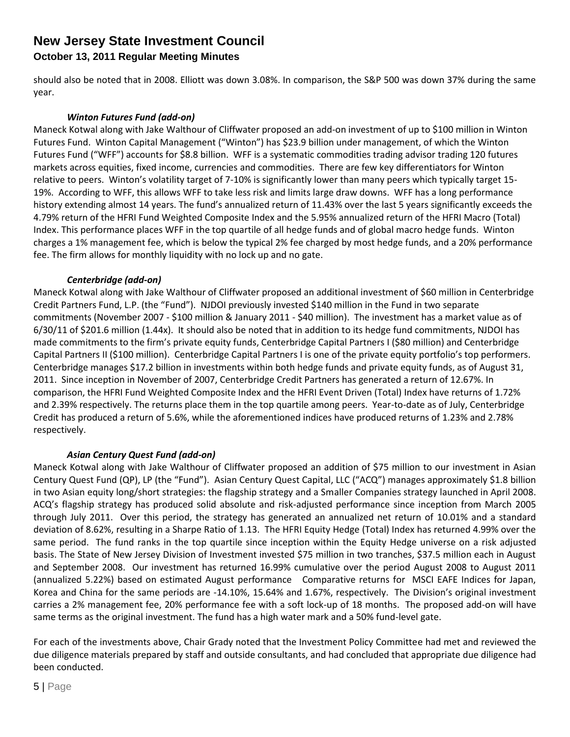should also be noted that in 2008. Elliott was down 3.08%. In comparison, the S&P 500 was down 37% during the same year.

***Winton Futures Fund (add-on)***

Maneck Kotwal along with Jake Walthour of Cliffwater proposed an add-on investment of up to $100 million in Winton Futures Fund. Winton Capital Management ("Winton") has $23.9 billion under management, of which the Winton Futures Fund ("WFF") accounts for $8.8 billion. WFF is a systematic commodities trading advisor trading 120 futures markets across equities, fixed income, currencies and commodities. There are few key differentiators for Winton relative to peers. Winton's volatility target of 7-10% is significantly lower than many peers which typically target 15-19%. According to WFF, this allows WFF to take less risk and limits large draw downs. WFF has a long performance history extending almost 14 years. The fund's annualized return of 11.43% over the last 5 years significantly exceeds the 4.79% return of the HFRI Fund Weighted Composite Index and the 5.95% annualized return of the HFRI Macro (Total) Index. This performance places WFF in the top quartile of all hedge funds and of global macro hedge funds. Winton charges a 1% management fee, which is below the typical 2% fee charged by most hedge funds, and a 20% performance fee. The firm allows for monthly liquidity with no lock up and no gate.

***Centerbridge (add-on)***

Maneck Kotwal along with Jake Walthour of Cliffwater proposed an additional investment of $60 million in Centerbridge Credit Partners Fund, L.P. (the "Fund"). NJDOI previously invested $140 million in the Fund in two separate commitments (November 2007 - $100 million & January 2011 - $40 million). The investment has a market value as of 6/30/11 of $201.6 million (1.44x). It should also be noted that in addition to its hedge fund commitments, NJDOI has made commitments to the firm's private equity funds, Centerbridge Capital Partners I ($80 million) and Centerbridge Capital Partners II ($100 million). Centerbridge Capital Partners I is one of the private equity portfolio's top performers. Centerbridge manages $17.2 billion in investments within both hedge funds and private equity funds, as of August 31, 2011. Since inception in November of 2007, Centerbridge Credit Partners has generated a return of 12.67%. In comparison, the HFRI Fund Weighted Composite Index and the HFRI Event Driven (Total) Index have returns of 1.72% and 2.39% respectively. The returns place them in the top quartile among peers. Year-to-date as of July, Centerbridge Credit has produced a return of 5.6%, while the aforementioned indices have produced returns of 1.23% and 2.78% respectively.

***Asian Century Quest Fund (add-on)***

Maneck Kotwal along with Jake Walthour of Cliffwater proposed an addition of $75 million to our investment in Asian Century Quest Fund (QP), LP (the "Fund"). Asian Century Quest Capital, LLC ("ACQ") manages approximately $1.8 billion in two Asian equity long/short strategies: the flagship strategy and a Smaller Companies strategy launched in April 2008. ACQ's flagship strategy has produced solid absolute and risk-adjusted performance since inception from March 2005 through July 2011. Over this period, the strategy has generated an annualized net return of 10.01% and a standard deviation of 8.62%, resulting in a Sharpe Ratio of 1.13. The HFRI Equity Hedge (Total) Index has returned 4.99% over the same period. The fund ranks in the top quartile since inception within the Equity Hedge universe on a risk adjusted basis. The State of New Jersey Division of Investment invested $75 million in two tranches, $37.5 million each in August and September 2008. Our investment has returned 16.99% cumulative over the period August 2008 to August 2011 (annualized 5.22%) based on estimated August performance Comparative returns for MSCI EAFE Indices for Japan, Korea and China for the same periods are -14.10%, 15.64% and 1.67%, respectively. The Division's original investment carries a 2% management fee, 20% performance fee with a soft lock-up of 18 months. The proposed add-on will have same terms as the original investment. The fund has a high water mark and a 50% fund-level gate.

For each of the investments above, Chair Grady noted that the Investment Policy Committee had met and reviewed the due diligence materials prepared by staff and outside consultants, and had concluded that appropriate due diligence had been conducted.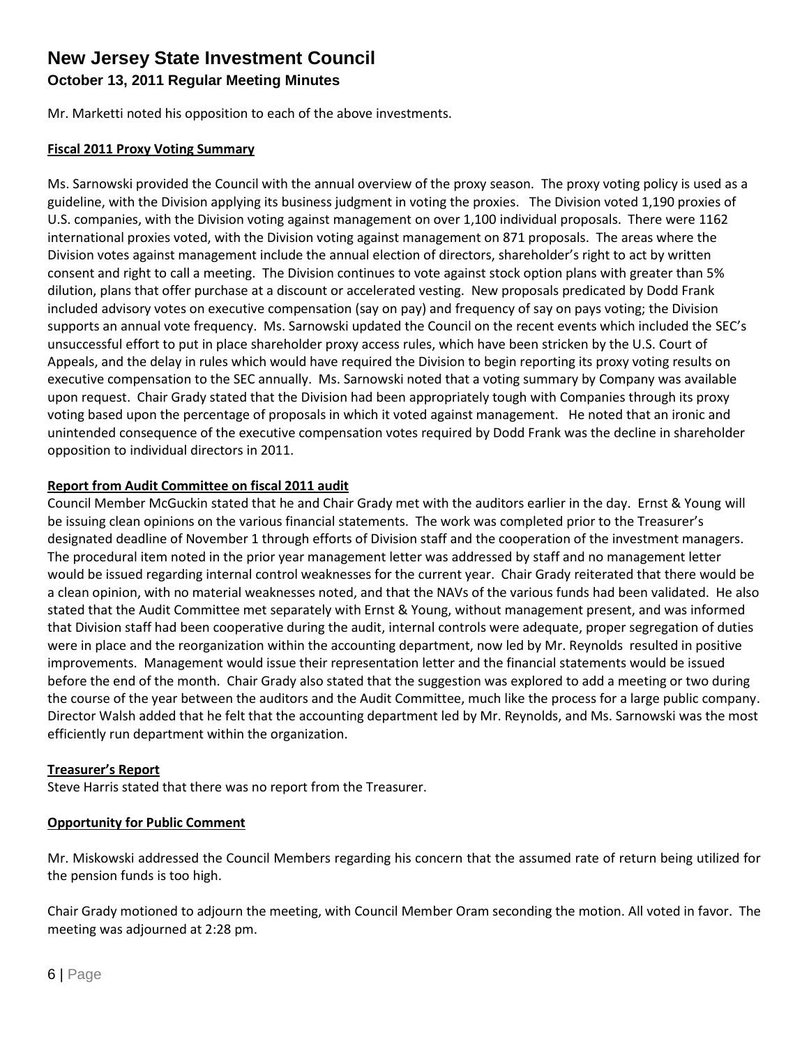# New Jersey State Investment Council

## October 13, 2011 Regular Meeting Minutes

Mr. Marketti noted his opposition to each of the above investments.

**Fiscal 2011 Proxy Voting Summary**

Ms. Sarnowski provided the Council with the annual overview of the proxy season. The proxy voting policy is used as a guideline, with the Division applying its business judgment in voting the proxies. The Division voted 1,190 proxies of U.S. companies, with the Division voting against management on over 1,100 individual proposals. There were 1162 international proxies voted, with the Division voting against management on 871 proposals. The areas where the Division votes against management include the annual election of directors, shareholder's right to act by written consent and right to call a meeting. The Division continues to vote against stock option plans with greater than 5% dilution, plans that offer purchase at a discount or accelerated vesting. New proposals predicated by Dodd Frank included advisory votes on executive compensation (say on pay) and frequency of say on pays voting; the Division supports an annual vote frequency. Ms. Sarnowski updated the Council on the recent events which included the SEC's unsuccessful effort to put in place shareholder proxy access rules, which have been stricken by the U.S. Court of Appeals, and the delay in rules which would have required the Division to begin reporting its proxy voting results on executive compensation to the SEC annually. Ms. Sarnowski noted that a voting summary by Company was available upon request. Chair Grady stated that the Division had been appropriately tough with Companies through its proxy voting based upon the percentage of proposals in which it voted against management. He noted that an ironic and unintended consequence of the executive compensation votes required by Dodd Frank was the decline in shareholder opposition to individual directors in 2011.

**Report from Audit Committee on fiscal 2011 audit**

Council Member McGuckin stated that he and Chair Grady met with the auditors earlier in the day. Ernst & Young will be issuing clean opinions on the various financial statements. The work was completed prior to the Treasurer's designated deadline of November 1 through efforts of Division staff and the cooperation of the investment managers. The procedural item noted in the prior year management letter was addressed by staff and no management letter would be issued regarding internal control weaknesses for the current year. Chair Grady reiterated that there would be a clean opinion, with no material weaknesses noted, and that the NAVs of the various funds had been validated. He also stated that the Audit Committee met separately with Ernst & Young, without management present, and was informed that Division staff had been cooperative during the audit, internal controls were adequate, proper segregation of duties were in place and the reorganization within the accounting department, now led by Mr. Reynolds resulted in positive improvements. Management would issue their representation letter and the financial statements would be issued before the end of the month. Chair Grady also stated that the suggestion was explored to add a meeting or two during the course of the year between the auditors and the Audit Committee, much like the process for a large public company. Director Walsh added that he felt that the accounting department led by Mr. Reynolds, and Ms. Sarnowski was the most efficiently run department within the organization.

**Treasurer's Report**

Steve Harris stated that there was no report from the Treasurer.

**Opportunity for Public Comment**

Mr. Miskowski addressed the Council Members regarding his concern that the assumed rate of return being utilized for the pension funds is too high.

Chair Grady motioned to adjourn the meeting, with Council Member Oram seconding the motion. All voted in favor. The meeting was adjourned at 2:28 pm.